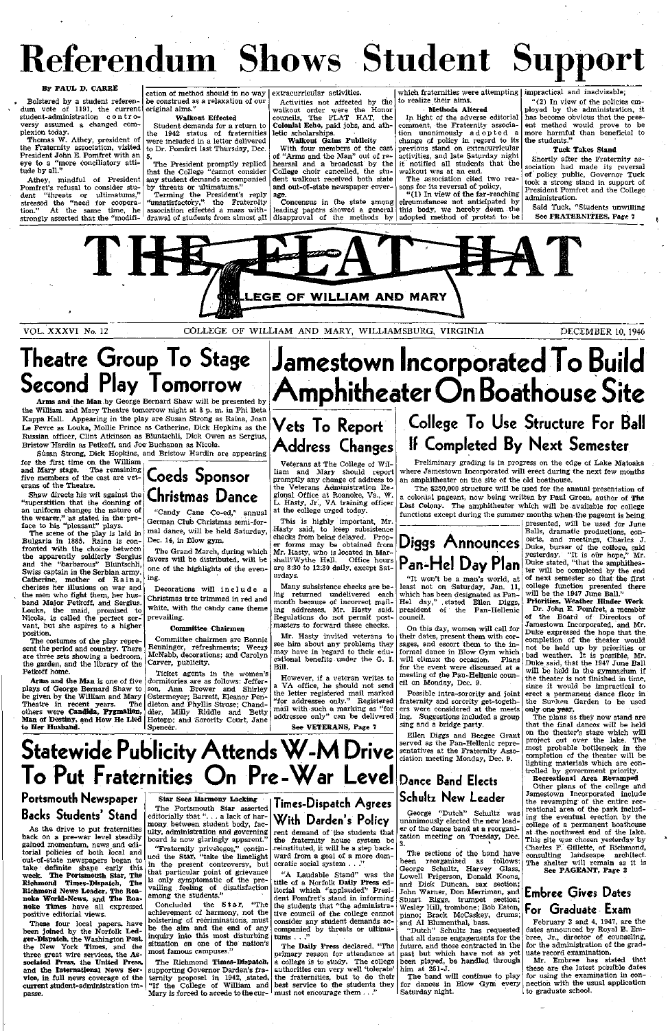# Referendum Shows Student Support

By PAUL D. CARRE

Bolstered by a student referendum vote of 1191, the current student-administration controversy assumed a changed complexion today.

Thomas W. Athey, president of the Fraternity association, visited President John E. Pomfret with an eye to a "more conciliatory attitude by all."

Athey, mindful of President Pomfret's refusal to consider student "threats or ultimatums," stressed the "need for cooperation." At the same time, he strongly asserted that the "modification of method should in no way be construed as a relaxation of our original aims."

**Walkout Effected**

Student demands for a return to the 1942 status of fraternities were included in a letter delivered to Dr. Pomfret last Thursday, Dec. 5.

The President promptly replied that the College "cannot consider any student demands accompanied by threats or ultimatums."

Terming the President's reply "unsatisfactory," the Fraternity association effected a mass withdrawal of students from almost all extracurricular activities.

Activities not affected by the walkout order were the Honor councils, The FLAT HAT, the Colonial Echo, paid jobs, and athletic scholarships.

**Walkout Gains Publicity**

With four members of the cast of "Arms and the Man" out of rehearsal and a broadcast by the College choir cancelled, the student walkout received both state and out-of-state newspaper coverage.

Concensus in the state among leading papers showed a general disapproval of the methods by which fraternities were attempting to realize their aims.

**Methods Altered**

In light of the adverse editorial comment, the Fraternity association unanimously adopted a change of policy in regard to its previous stand on extracurricular activities, and late Saturday night it notified all students that the walkout was at an end.

The association cited two reasons for its reversal of policy,

"(1) In view of the far-reaching circumstances not anticipated by this body, we hereby deem the adopted method of protest to be impractical and inadvisable;

"(2) In view of the policies employed by the administration, it has become obvious that the present method would prove to be more harmful than beneficial to the students."

**Tuck Takes Stand**

Shortly after the Fraternity association had made its reversal of policy public, Governor Tuck took a strong stand in support of President Pomfret and the College administration.

Said Tuck, "Students unwilling

See FRATERNITIES, Page 7

THE FLAT HAT

COLLEGE OF WILLIAM AND MARY

VOL. XXXVI No. 12 — COLLEGE OF WILLIAM AND MARY, WILLIAMSBURG, VIRGINIA — DECEMBER 10, 1946

## Theatre Group To Stage Second Play Tomorrow

**Arms and the Man** by George Bernard Shaw will be presented by the William and Mary Theatre tomorrow night at 8 p. m. in Phi Beta Kappa Hall. Appearing in the play are Susan Strong as Raina, Joan Le Fevre as Louka, Mollie Prince as Catherine, Dick Hopkins as the Russian officer, Clint Atkinson as Bluntschli, Dick Owen as Sergius, Bristow Hardin as Petkoff, and Joe Buchanan as Nicola.

Susan Strong, Dick Hopkins, and Bristow Hardin are appearing for the first time on the William and Mary stage. The remaining five members of the cast are veterans of the Theatre.

Shaw directs his wit against the "superstition that the donning of an uniform changes the nature of the wearer," as stated in the preface to his "pleasant" plays.

The scene of the play is laid in Bulgaria in 1885. Raina is confronted with the choice between the apparently soldierly Sergius and the "barbarous" Bluntschli, Swiss captain in the Serbian army. Catherine, mother of Raina, cherishes her illusions on war and the men who fight them, her husband Major Petkoff, and Sergius. Louka, the maid, promised to Nicola, is called the perfect servant, but she aspires to a higher position.

The costumes of the play represent the period and country. There are three sets showing a bedroom, the garden, and the library of the Petkoff home.

**Arms and the Man** is one of five plays of George Bernard Shaw to be given by the William and Mary Theatre in recent years. The others were **Candida, Pygmalion, Man of Destiny,** and **How He Lied to Her Husband.**

## Coeds Sponsor Christmas Dance

"Candy Cane Co-ed," annual German Club Christmas semi-formal dance, will be held Saturday, Dec. 14, in Blow gym.

The Grand March, during which favors will be distributed, will be one of the highlights of the evening.

Decorations will include a Christmas tree trimmed in red and white, with the candy cane theme prevailing.

**Committee Chairmen**

Committee chairmen are Bonnie Renninger, refreshments; Weezy McNabb, decorations; and Carolyn Carver, publicity.

Ticket agents in the women's dormitories are as follows: Jefferson, Ann Brower and Shirley Ostermeyer; Barrett, Eleanor Pendleton and Phyllis Struse; Chandler, Milly Riddle and Betty Hotopp; and Sorority Court, Jane Spencer.

# Jamestown Incorporated To Build Amphitheater On Boathouse Site

## Vets To Report Address Changes

Veterans at The College of William and Mary should report promptly any change of address to the Veterans Administration Regional Office at Roanoke, Va., W. L. Hasty, Jr., VA training officer at the college urged today.

This is highly important, Mr. Hasty said, to keep subsistence checks from being delayed. Proper forms may be obtained from Mr. Hasty, who is located in Marshall-Wythe Hall. Office hours are 8:30 to 12:30 daily, except Saturdays.

Many subsistence checks are being returned undelivered each month because of incorrect mailing addresses, Mr. Hasty said. Regulations do not permit postmasters to forward these checks.

Mr. Hasty invited veterans to see him about any problems they may have in regard to their educational benefits under the G. I. Bill.

However, if a veteran writes to a VA office, he should not send the letter registered mail marked "for addressee only." Registered mail with such a marking as "for addressee only" can be delivered

See VETERANS, Page 7

## College To Use Structure For Ball If Completed By Next Semester

Preliminary grading is in progress on the edge of Lake Matoaka where Jamestown Incorporated will erect during the next few months an amphitheater on the site of the old boathouse.

The $250,000 structure will be used for the annual presentation of a colonial pageant, now being written by Paul Green, author of **The Lost Colony**. The amphitheater which will be available for college functions except during the summer months when the pageant is being presented, will be used for June Balls, dramatic productions, concerts, and meetings, Charles J. Duke, bursar of the college, said yesterday. "It is our hope," Mr. Duke stated, "that the amphitheater will be completed by the end of next semester so that the first college function presented there will be the 1947 June Ball."

**Priorities, Weather Hinder Work**

Dr. John E. Pomfret, a member of the Board of Directors of Jamestown Incorporated, and Mr. Duke expressed the hope that the completion of the theater would not be held up by priorities or bad weather. It is possible, Mr. Duke said, that the 1947 June Ball will be held in the gymnasium if the theater is not finished in time, since it would be impractical to erect a permanent dance floor in the Sunken Garden to be used only one year.

The plans as they now stand are that the final dances will be held on the theater's stage which will project out over the lake. The most probable bottleneck in the completion of the theater will be lighting materials which are controlled by government priority.

**Recreational Area Revamped**

Other plans of the college and Jamestown Incorporated include the revamping of the entire recreational area of the park including the eventual erection by the college of a permanent boathouse at the northwest end of the lake. This site was chosen yesterday by Charles F. Gillette, of Richmond, consulting landscape architect. The shelter will remain as it is

See PAGEANT, Page 3

## Diggs Announces Pan-Hel Day Plan

"It won't be a man's world, at least not on Saturday, Jan. 11, which has been designated as Pan-Hel day," stated Ellen Diggs, president of the Pan-Hellenic council.

On this day, women will call for their dates, present them with corsages, and escort them to the informal dance in Blow Gym which will climax the occasion. Plans for the event were discussed at a meeting of the Pan-Hellenic council on Monday, Dec. 9.

Possible intra-sorority and joint fraternity and sorority get-togethers were considered at the meeting. Suggestions included a group sing and a bridge party.

Ellen Diggs and Beegee Grant served as the Pan-Hellenic representatives at the Fraternity Association meeting Monday, Dec. 9.

# Statewide Publicity Attends W-M Drive To Put Fraternities On Pre-War Level

## Portsmouth Newspaper Backs Students' Stand

As the drive to put fraternities back on a pre-war level steadily gained momentum, news and editorial policies of both local and out-of-state newspapers began to take definite shape early this week. **The Portsmouth Star, The Richmond Times-Dispatch, The Richmond News Leader, The Roanoke World-News,** and **The Roanoke Times** have all expressed positive editorial views.

These four local papers have been joined by the Norfolk **Ledger-Dispatch**, the Washington **Post**, the New York **Times**, and the three great wire services, the **Associated Press**, the **United Press**, and the **International News Service**, in full news coverage of the current student-administration impasse.

**Star Sees Harmony Lacking**

The Portsmouth **Star** asserted editorially that ". . . a lack of harmony between student body, faculty, administration and governing board is now glaringly apparent."

"Fraternity priveleges," continued the **Star**, "take the limelight in the present controversy, but that particular point of grievance is only symptomatic of the prevailing feeling of dissatisfaction among the students."

Concluded the **Star**, "The achievement of harmony, not the bolstering of recriminations, must be the aim and the end of any inquiry into this most disturbing situation on one of the nation's most famous campuses."

The Richmond **Times-Dispatch**, supporting Governor Darden's fraternity proposal in 1942, stated, "If the College of William and Mary is forced to accede to the current demand of the students that the fraternity house system be reinstituted, it will be a step backward from a goal of a more democratic social system . . ."

## Times-Dispatch Agrees With Darden's Policy

"A Laudable Stand" was the title of a Norfolk **Daily Press** editorial which "applauded" President Pomfret's stand in informing the students that "the administrative council of the college cannot consider any student demands accompanied by threats or ultimatums . . ."

The **Daily Press** declared, "The primary reason for attendance at a college is to study. The college authorities can very well 'tolerate' the fraternities, but to do their best service to the students they must not encourage them . . ."

## Dance Band Elects Schultz New Leader

George "Dutch" Schultz was unanimously elected the new leader of the dance band at a reorganization meeting on Tuesday, Dec. 3.

The sections of the band have been reorganized as follows: George Schultz, Harvey Glass, Lowell Frigerson, Donald Koons, and Dick Duncan, sax section; John Warner, Don Merriman, and Stuart Riggs, trumpet section; Wesley Hill, trombone; Bob Eaton, piano; Brack McCaskey, drums; and Al Blumenthal, bass.

"Dutch" Schultz has requested that all dance engagements for the future, and those contracted in the past but which have not as yet been played, be handled through him at 251-J.

The band will continue to play for dances in Blow Gym every Saturday night.

## Embree Gives Dates For Graduate Exam

February 3 and 4, 1947, are the dates announced by Royal B. Embree, Jr., director of counseling, for the administration of the graduate record examination.

Mr. Embree has stated that these are the latest possible dates for using the examination in connection with the usual application to graduate school.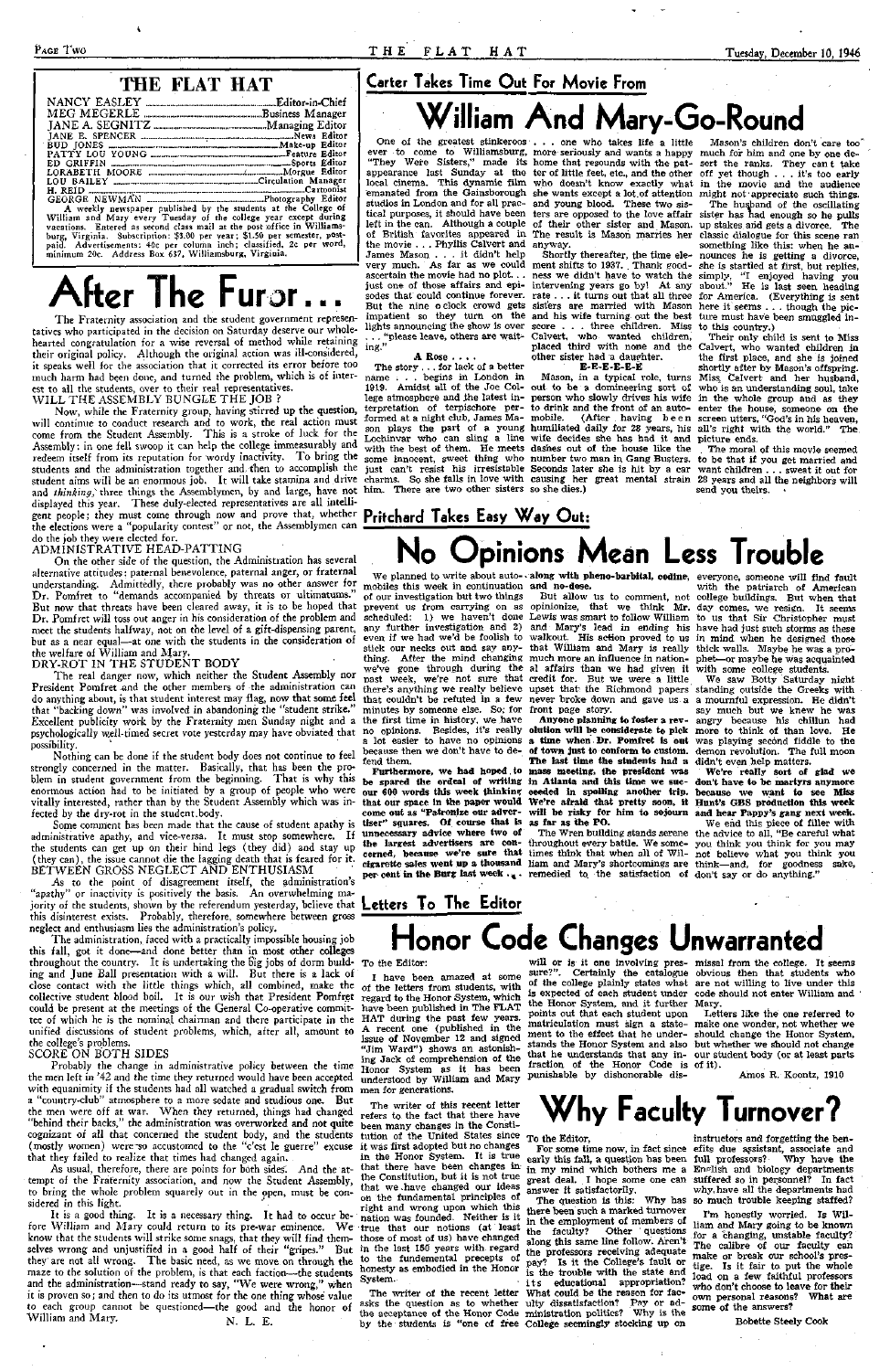# THE FLAT HAT

NANCY EASLEY ..... Editor-in-Chief
MEG MEGERLE ..... Business Manager
JANE A. SEGNITZ ..... Managing Editor
JANE E. SPENCER ..... News Editor
BUD JONES ..... Make-up Editor
PATTY LOU YOUNG ..... Feature Editor
ED GRIFFIN ..... Sports Editor
LORABETH MOORE ..... Morgue Editor
LOU BAILEY ..... Circulation Manager
H. REID ..... Cartoonist
GEORGE NEWMAN ..... Photography Editor

A weekly newspaper published by the students at the College of William and Mary every Tuesday of the college year except during vacations. Entered as second class mail at the post office in Williamsburg, Virginia. Subscription: $3.00 per year; $1.50 per semester, post-paid. Advertisements: 40c per column inch; classified, 2c per word, minimum 20c. Address Box 637, Williamsburg, Virginia.

# After The Furor . . .

The Fraternity association and the student government representatives who participated in the decision on Saturday deserve our wholehearted congratulation for a wise reversal of method while retaining their original policy. Although the original action was ill-considered, it speaks well for the association that it corrected its error before too much harm had been done, and turned the problem, which is of interest to all the students, over to their real representatives.

WILL THE ASSEMBLY BUNGLE THE JOB ?

Now, while the Fraternity group, having stirred up the question, will continue to conduct research and to work, the real action must come from the Student Assembly. This is a stroke of luck for the Assembly: in one fell swoop it can help the college immeasurably and redeem itself from its reputation for wordy inactivity. To bring the students and the administration together and then to accomplish the student aims will be an enormous job. It will take stamina and drive and *thinking*, three things the Assemblymen, by and large, have not displayed this year. These duly-elected representatives are all intelligent people; they must come through now and prove that, whether the elections were a "popularity contest" or not, the Assemblymen can do the job they were elected for.

ADMINISTRATIVE HEAD-PATTING

On the other side of the question, the Administration has several alternative attitudes: paternal benevolence, paternal anger, or fraternal understanding. Admittedly, there probably was no other answer for Dr. Pomfret to "demands accompanied by threats or ultimatums." But now that threats have been cleared away, it is to be hoped that Dr. Pomfret will toss out anger in his consideration of the problem and meet the students halfway, not on the level of a gift-dispensing parent, but as a near equal—at one with the students in the consideration of the welfare of William and Mary.

DRY-ROT IN THE STUDENT BODY

The real danger now, which neither the Student Assembly nor President Pomfret and the other members of the administration can do anything about, is that student interest may flag, now that some feel that "backing down" was involved in abandoning the "student strike." Excellent publicity work by the Fraternity men Sunday night and a psychologically well-timed secret vote yesterday may have obviated that possibility.

Nothing can be done if the student body does not continue to feel strongly concerned in the matter. Basically, that has been the problem in student government from the beginning. That is why this enormous action had to be initiated by a group of people who were vitally interested, rather than by the Student Assembly which was infected by the dry-rot in the student body.

Some comment has been made that the cause of student apathy is administrative apathy, and vice-versa. It must stop somewhere. If the students can get up on their hind legs (they did) and stay up (they can), the issue cannot die the lagging death that is feared for it.

BETWEEN GROSS NEGLECT AND ENTHUSIASM

As to the point of disagreement itself, the administration's "apathy" or inactivity is positively the basis. An overwhelming majority of the students, shown by the referendum yesterday, believe that this disinterest exists. Probably, therefore, somewhere between gross neglect and enthusiasm lies the administration's policy.

The administration, faced with a practically impossible housing job this fall, got it done—and done better than in most other colleges throughout the country. It is undertaking the big jobs of dorm building and June Ball presentation with a will. But there is a lack of close contact with the little things which, all combined, make the collective student blood boil. It is our wish that President Pomfret could be present at the meetings of the General Co-operative committee of which he is the nominal chairman and there participate in the unified discussions of student problems, which, after all, amount to the college's problems.

SCORE ON BOTH SIDES

Probably the change in administrative policy between the time the men left in '42 and the time they returned would have been accepted with equanimity if the students had all watched a gradual switch from a "country-club" atmosphere to a more sedate and studious one. But the men were off at war. When they returned, things had changed "behind their backs," the administration was overworked and not quite cognizant of all that concerned the student body, and the students (mostly women) were so accustomed to the "c'est le guerre" excuse that they failed to realize that times had changed again.

As usual, therefore, there are points for both sides. And the attempt of the Fraternity association, and now the Student Assembly, to bring the whole problem squarely out in the open, must be considered in this light.

It is a good thing. It is a necessary thing. It had to occur before William and Mary could return to its pre-war eminence. We know that the students will strike some snags, that they will find themselves wrong and unjustified in a good half of their "gripes." But they are not all wrong. The basic need, as we move on through the maze to the solution of the problem, is that each faction—the students and the administration—stand ready to say, "We were wrong," when it is proven so; and then to do its utmost for the one thing whose value to each group cannot be questioned—the good and the honor of William and Mary.

N. L. E.

## Carter Takes Time Out For Movie From

# William And Mary-Go-Round

One of the greatest stinkeroos ever to come to Williamsburg, "They Were Sisters," made its appearance last Sunday at the local cinema. This dynamic film emanated from the Gainsborough studios in London and for all practical purposes, it should have been left in the can. Although a couple of British favorites appeared in the movie . . . Phyllis Calvert and James Mason . . . it didn't help very much. As far as we could ascertain the movie had no plot . . just one of those affairs and episodes that could continue forever. But the nine o'clock crowd gets impatient so they turn on the lights announcing the show is over . . . "please leave, others are waiting."

**A Rose . . . .**

The story . . . for lack of a better name . . . begins in London in 1919. Amidst all of the Joe College atmosphere and the latest interpretation of terpsichore performed at a night club, James Mason plays the part of a young Lochinvar who can sling a line with the best of them. He meets some innocent, sweet thing who just can't resist his irresistible charms. So she falls in love with him. There are two other sisters . . . one who takes life a little more seriously and wants a happy home that resounds with the patter of little feet, etc., and the other who doesn't know exactly what she wants except a lot of attention and young blood. These two sisters are supposed to the love affair of their other sister and Mason. The result is Mason marries her anyway.

Shortly thereafter, the time element shifts to 1937. Thank goodness we didn't have to watch the intervening years go by! At any rate . . . it turns out that all three sisters are married with Mason and his wife turning out the best score . . . three children. Miss Calvert, who wanted children, placed third with none and the other sister had a daughter.

**E-E-E-E-E-E**

Mason, in a typical role, turns out to be a domineering sort of person who slowly drives his wife to drink and the front of an automobile. (After having been humiliated daily for 28 years, his wife decides she has had it and dashes out of the house like the number two man in Gang Busters. Seconds later she is hit by a car causing her great mental strain so she dies.)

Mason's children don't care too much for him and one by one desert the ranks. They can't take off yet though . . . it's too early in the movie and the audience might not appreciate such things.

The husband of the oscillating sister has had enough so he pulls up stakes and gets a divorce. The classic dialogue for this scene ran something like this: when he announces he is getting a divorce, she is startled at first, but replies, simply, "I enjoyed having you about." He is last seen heading for America. (Everything is sent here it seems . . . though the picture must have been smuggled into this country.)

Their only child is sent to Miss Calvert, who wanted children in the first place, and she is joined shortly after by Mason's offspring. Miss Calvert and her husband, who is an understanding soul, take in the whole group and as they enter the house, someone on the screen utters, "God's in his heaven, all's right with the world." The picture ends.

The moral of this movie seemed to be that if you get married and want children . . . sweat it out for 28 years and all the neighbors will send you theirs.

## Pritchard Takes Easy Way Out:

# No Opinions Mean Less Trouble

We planned to write about automobiles this week in continuation of our investigation but two things prevent us from carrying on as scheduled: 1) we haven't done any further investigation and 2) even if we had we'd be foolish to stick our necks out and say anything. After the mind changing we've gone through during the past week, we're not sure that there's anything we really believe that couldn't be refuted in a few minutes by someone else. So, for the first time in history, we have no opinions. Besides, it's really a lot easier to have no opinions because then we don't have to defend them.

**Furthermore, we had hoped to be spared the ordeal of writing our 600 words this week thinking that our space in the paper would come out as "Patronize our advertiser" squares. Of course that is unnecessary advice where two of the largest advertisers are concerned, because we're sure that cigarette sales went up a thousand per cent in the Burg last week . . along with pheno-barbital, codine, and no-dose.**

But allow us to comment, not opinionize, that we think Mr. Lewis was smart to follow William and Mary's lead in ending his walkout. His action proved to us that William and Mary is really much more an influence in national affairs than we had given it credit for. But we were a little upset that the Richmond papers never broke down and gave us a front page story.

**Anyone planning to foster a revolution will be considerate to pick a time when Dr. Pomfret is out of town just to conform to custom. The last time the students had a mass meeting, the president was in Atlanta and this time we succeeded in spoiling another trip. We're afraid that pretty soon, it will be risky for him to sojourn as far as the PO.**

The Wren building stands serene throughout every battle. We sometimes think that when all of William and Mary's shortcomings are remedied to the satisfaction of everyone, someone will find fault with the patriarch of American college buildings. But when that day comes, we resign. It seems to us that Sir Christopher must have had just such storms as these in mind when he designed those thick walls. Maybe he was a prophet—or maybe he was acquainted with some college students.

We saw Botty Saturday night standing outside the Greeks with a mournful expression. He didn't say much but we knew he was angry because his chillun had more to think of than love. He was playing second fiddle to the demon revolution. The full moon didn't even help matters.

**We're really sort of glad we don't have to be martyrs anymore because we want to see Miss Hunt's GBS production this week and hear Pappy's gang next week.**

We end this piece of filler with the advice to all, "Be careful what you think you think for you may not believe what you think you think—and, for goodness sake, don't say or do anything."

## Letters To The Editor

# Honor Code Changes Unwarranted

To the Editor:

I have been amazed at some of the letters from students, with regard to the Honor System, which have been published in The FLAT HAT during the past few years. A recent one (published in the issue of November 12 and signed "Jim Ward") shows an astonishing lack of comprehension of the Honor System as it has been understood by William and Mary men for generations.

The writer of this recent letter refers to the fact that there have been many changes in the Constitution of the United States since it was first adopted but no changes in the Honor System. It is true that there have been changes in the Constitution, but it is not true that we have changed our ideas on the fundamental principles of right and wrong upon which this nation was founded. Neither is it true that our notions (at least those of most of us) have changed in the last 150 years with regard to the fundamental precepts of honesty as embodied in the Honor System.

The writer of the recent letter asks the question as to whether the acceptance of the Honor Code by the students is "one of free will or is it one involving pressure?". Certainly the catalogue of the college plainly states what is expected of each student under the Honor System, and it further points out that each student upon matriculation must sign a statement to the effect that he understands the Honor System and also that he understands that any infraction of the Honor Code is punishable by dishonorable dismissal from the college. It seems obvious then that students who are not willing to live under this code should not enter William and Mary.

Letters like the one referred to make one wonder, not whether we should change the Honor System, but whether we should not change our student body (or at least parts of it).

Amos R. Koontz, 1910

# Why Faculty Turnover?

To the Editor,

For some time now, in fact since early this fall, a question has been in my mind which bothers me a great deal. I hope some one can answer it satisfactorily.

The question is this: Why has there been such a marked turnover in the employment of members of the faculty? Other questions along this same line follow. Aren't the professors receiving adequate pay? Is it the College's fault or is the trouble with the state and its educational appropriation? What could be the reason for faculty dissatisfaction? Pay or administration politics? Why is the College seemingly stocking up on instructors and forgetting the benefits due assistant, associate and full professors? Why have the English and biology departments suffered so in personnel? In fact why, have all the departments had so much trouble keeping staffed?

I'm honestly worried. Is William and Mary going to be known for a changing, unstable faculty? The calibre of our faculty can make or break our school's prestige. Is it fair to put the whole load on a few faithful professors who don't choose to leave for their own personal reasons? What are some of the answers?

Bobette Steely Cook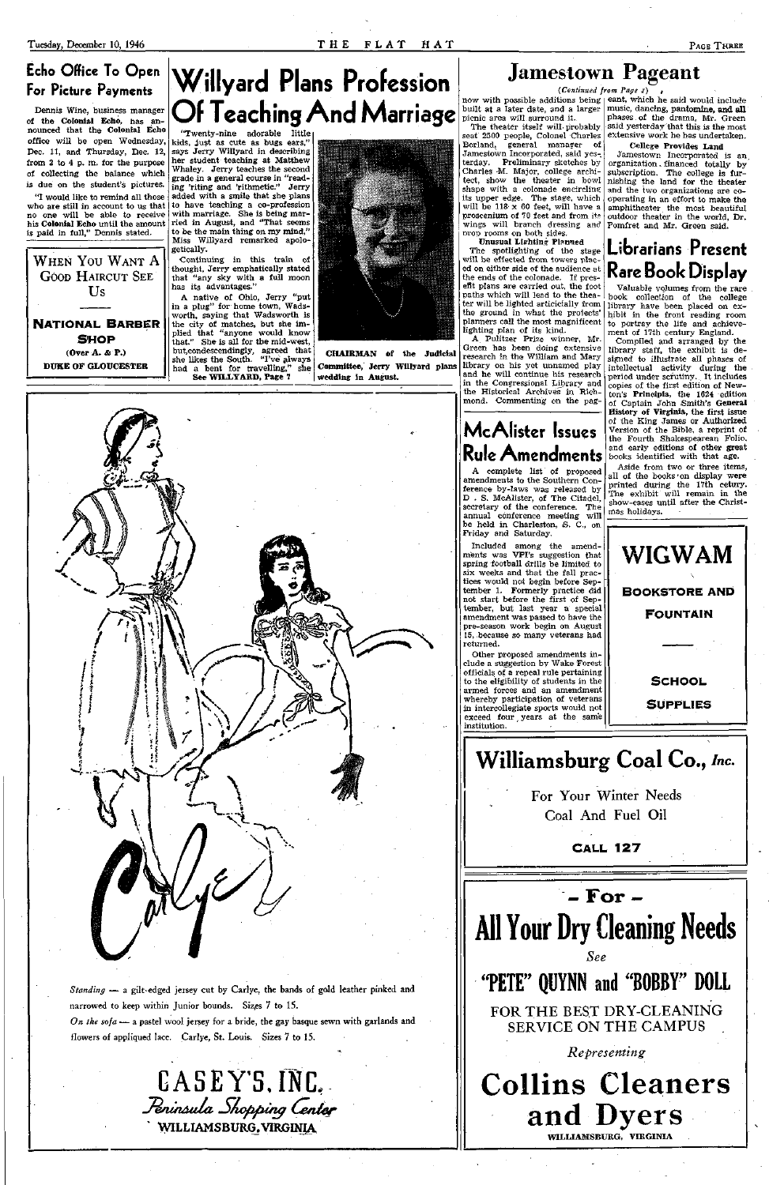## Echo Office To Open For Picture Payments

Dennis Wine, business manager of the **Colonial Echo**, has announced that the **Colonial Echo** office will be open Wednesday, Dec. 11, and Thursday, Dec. 12, from 2 to 4 p. m. for the purpose of collecting the balance which is due on the student's pictures.

"I would like to remind all those who are still in account to us that no one will be able to receive his **Colonial Echo** until the amount is paid in full," Dennis stated.

---

WHEN YOU WANT A GOOD HAIRCUT SEE US

**NATIONAL BARBER SHOP**

(Over A. & P.)

DUKE OF GLOUCESTER

---

# Willyard Plans Profession Of Teaching And Marriage

"Twenty-nine adorable little kids, just as cute as bugs ears," says Jerry Willyard in describing her student teaching at Matthew Whaley. Jerry teaches the second grade in a general course in "reading 'riting and 'rithmetic." Jerry added with a smile that she plans to have teaching a co-profession with marriage. She is being married in August, and "That seems to be the main thing on my mind." Miss Willyard remarked apologetically.

Continuing in this train of thought, Jerry emphatically stated that "any sky with a full moon has its advantages."

A native of Ohio, Jerry "put in a plug" for home town, Wadsworth, saying that Wadsworth is the city of matches, but she implied that "anyone would know that." She is all for the mid-west, but,condescendingly, agreed that she likes the South. "I've always had a bent for travelling," she

**See WILLYARD, Page 7**

**CHAIRMAN of the Judicial Committee, Jerry Willyard plans wedding in August.**

---

*Standing* — a gilt-edged jersey cut by Carlye, the bands of gold leather pinked and narrowed to keep within Junior bounds. Sizes 7 to 15.

*On the sofa* — a pastel wool jersey for a bride, the gay basque sewn with garlands and flowers of appliqued lace. Carlye, St. Louis. Sizes 7 to 15.

Carlye

**CASEY'S, INC.**

*Peninsula Shopping Center*

WILLIAMSBURG, VIRGINIA

---

# Jamestown Pageant

*(Continued from Page 1)*

now with possible additions being built at a later date, and a larger picnic area will surround it.

The theater itself will probably seat 2500 people, Colonel Charles Borland, general manager of Jamestown Incorporated, said yesterday. Preliminary sketches by Charles M. Major, college architect, show the theater in bowl shape with a colonade encircling its upper edge. The stage, which will be 118 x 60 feet, will have a proscenium of 70 feet and from its wings will branch dressing and prop rooms on both sides.

**Unusual Lighting Planned**

The spotlighting of the stage will be effected from towers placed on either side of the audience at the ends of the colonade. If present plans are carried out, the foot paths which will lead to the theater will be lighted articicially from the ground in what the projects' planners call the most magnificent lighting plan of its kind.

A Pulitzer Prize winner, Mr. Green has been doing extensive research in the William and Mary library on his yet unnamed play and he will continue his research in the Congressional Library and the Historical Archives in Richmond. Commenting on the pageant, which he said would include music, dancing, **pantomine, and all** phases of the drama, Mr. Green said yesterday that this is the most extensive work he has undertaken.

**College Provides Land**

Jamestown Incorporated is an organization financed totally by subscription. The college is furnishing the land for the theater and the two organizations are cooperating in an effort to make the amphitheater the most beautiful outdoor theater in the world, Dr. Pomfret and Mr. Green said.

---

## McAlister Issues Rule Amendments

A complete list of proposed amendments to the Southern Conference by-laws was released by D. S. McAlister, of The Citadel, secretary of the conference. The annual conference meeting will be held in Charleston, S. C., on Friday and Saturday.

Included among the amendments was VPI's suggestion that spring football drills be limited to six weeks and that the fall practices would not begin before September 1. Formerly practice did not start before the first of September, but last year a special amendment was passed to have the pre-season work begin on August 15, because so many veterans had returned.

Other proposed amendments include a suggestion by Wake Forest officials of a repeal rule pertaining to the eligibility of students in the armed forces and an amendment whereby participation of veterans in intercollegiate sports would not exceed four years at the same institution.

---

## Librarians Present Rare Book Display

Valuable volumes from the rare book collection of the college library have been placed on exhibit in the front reading room to portray the life and achievement of 17th century England.

Compiled and arranged by the library staff, the exhibit is designed to illustrate all phases of intellectual activity during the period under scrutiny. It includes copies of the first edition of Newton's **Principia**, the 1624 edition of Captain John Smith's **General History of Virginia**, the first issue of the King James or Authorized Version of the Bible, a reprint of the Fourth Shakespearean Folio, and early editions of other **great** books identified with that age.

Aside from two or three items, all of the books on display were printed during the 17th cetury. The exhibit will remain in the show-cases until after the Christmas holidays.

---

**WIGWAM**

**BOOKSTORE AND FOUNTAIN**

**SCHOOL SUPPLIES**

---

## Williamsburg Coal Co., *Inc.*

For Your Winter Needs

Coal And Fuel Oil

**CALL 127**

---

**– For –**

# All Your Dry Cleaning Needs

*See*

**"PETE" QUYNN and "BOBBY" DOLL**

FOR THE BEST DRY-CLEANING SERVICE ON THE CAMPUS

*Representing*

# Collins Cleaners and Dyers

WILLIAMSBURG, VIRGINIA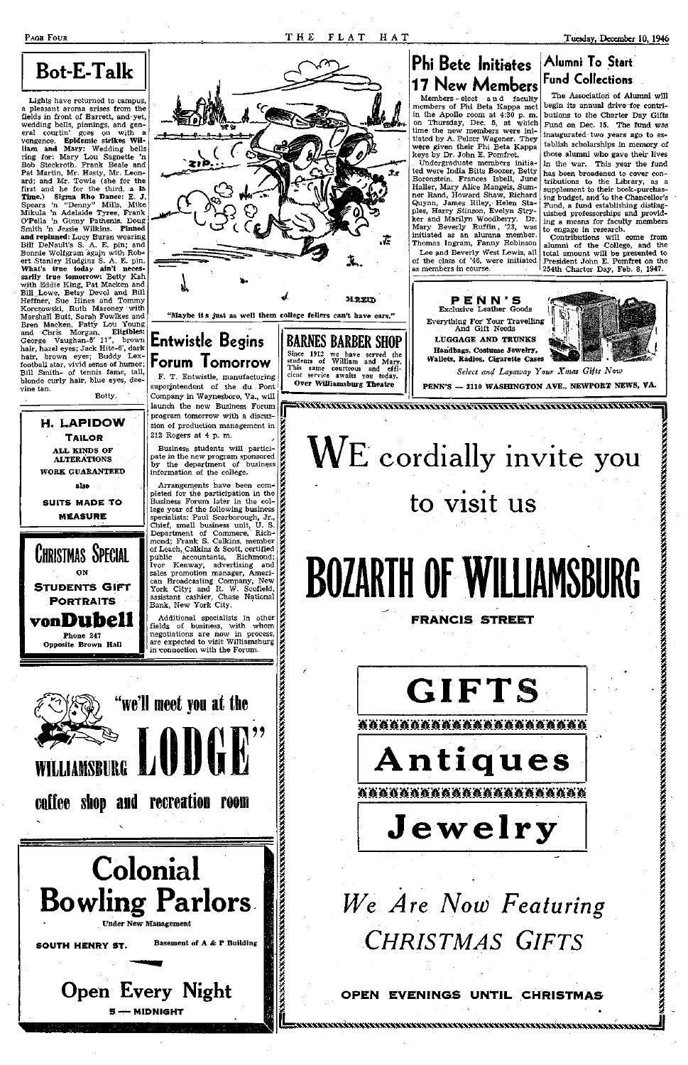## Bot-E-Talk

Lights have returned to campus, a pleasant aroma arises from the fields in front of Barrett, and yet, wedding bells, pinnings, and general courtin' goes on with a vengence. **Epidemic strikes William and Mary:** Wedding bells ring for: Mary Lou Sagnette 'n Bob Steckroth, Frank Beale and Pat Martin, Mr. Hasty, Mr. Leonard; and Mr. Towle (she for the first and he for the third, a la Time.) **Sigma Rho Dance:** E. J. Spears 'n "Denny" Mills, Mike Mikula 'n Adelaide Tyree, Frank O'Pella 'n Ginny Pathenis, Doug Smith 'n Jessie Wilkins. **Pinned and repinned:** Lucy Buran wearing Bill DeNault's S. A. E. pin; and Bonnie Wolfgram again with Robert Stanley Hudgins S. A. E. pin. **What's true today ain't necessarily true tomorrow:** Betty Kah with Eddie King, Pat Macken and Bill Lowe, Betsy Devol and Bill Heffner, Sue Hines and Tommy Korczowski, Ruth Maroney with Marshall Butt, Sarah Fowlkes and Bren Macken, Patty Lou Young and Chris Morgan. **Eligibles:** George Vaughan-5' 11", brown hair, hazel eyes; Jack Hite-6', dark hair, brown eyes; Buddy Lex-football star, vivid sense of humor; Bill Smith- of tennis fame, tall, blonde curly hair, blue eyes, deevine tan.

Botty.

"Maybe it's just as well them college fellers can't have ears."

## Entwistle Begins Forum Tomorrow

F. T. Entwistle, manufacturing superintendent of the du Pont Company in Waynesboro, Va., will launch the new Business Forum program tomorrow with a discussion of production management in 212 Rogers at 4 p. m.

Business students will participate in the new program sponsored by the department of business information of the college.

Arrangements have been completed for the participation in the Business Forum later in the college year of the following business specialists: Paul Scarborough, Jr., Chief, small business unit, U. S. Department of Commere, Richmond; Frank S. Calkins, member of Leach, Calkins & Scott, certified public accountants, Richmond; Ivor Kenway, advertising and sales promotion manager, American Broadcasting Company, New York City; and R. W. Scofield, assistant cashier, Chase National Bank, New York City.

Additional specialists in other fields of business, with whom negotiations are now in process, are expected to visit Williamsburg in connection with the Forum.

## Phi Bete Initiates 17 New Members

Members-elect and faculty members of Phi Beta Kappa met in the Apollo room at 4:30 p. m. on Thursday, Dec. 5, at which time the new members were initiated by A. Pelzer Wagener. They were given their Phi Beta Kappa keys by Dr. John E. Pomfret.

Undergraduate members initiated were India Bitts Boozer, Betty Borenstein, Frances Isbell, June Haller, Mary Alice Mangels, Sumner Rand, Howard Shaw, Richard Quynn, James Riley, Helen Staples, Harry Stinson, Evelyn Stryker and Marilyn Woodberry. Dr. Mary Beverly Ruffin, '23, was initiated as an alumna member. Thomas Ingram, Fanny Robinson

Lee and Beverly West Lewis, all of the class of '46, were initiated as members in course.

## Alumni To Start Fund Collections

The Association of Alumni will begin its annual drive for contributions to the Charter Day Gifts Fund on Dec. 15. The fund was inaugurated two years ago to establish scholarships in memory of those alumni who gave their lives in the war. This year the fund has been broadened to cover contributions to the Library, as a supplement to their book-purchasing budget, and to the Chancellor's Fund, a fund establishing distinguished professorships and providing a means for faculty members to engage in research.

Contributions will come from alumni of the College, and the total amount will be presented to President John E. Pomfret on the 254th Charter Day, Feb. 8, 1947.

---

**PENN'S**
Exclusive Leather Goods
Everything For Your Travelling And Gift Needs
LUGGAGE AND TRUNKS
Handbags, Costume Jewelry, Wallets, Radios, Cigarette Cases
*Select and Layaway Your Xmas Gifts Now*
PENN'S — 3110 WASHINGTON AVE., NEWPORT NEWS, VA.

---

**BARNES BARBER SHOP**
Since 1912 we have served the students of William and Mary. This same courteous and efficient service awaits you today.
Over Williamsburg Theatre

---

**H. LAPIDOW**
**TAILOR**
ALL KINDS OF ALTERATIONS
WORK GUARANTEED
also
SUITS MADE TO MEASURE

---

**CHRISTMAS SPECIAL**
ON
STUDENTS GIFT PORTRAITS
**vonDubell**
Phone 247
Opposite Brown Hall

---

"we'll meet you at the
WILLIAMSBURG **LODGE**"
coffee shop and recreation room

---

**Colonial Bowling Parlors**
Under New Management
SOUTH HENRY ST. — Basement of A & P Building
**Open Every Night**
5 — MIDNIGHT

---

WE cordially invite you to visit us

**BOZARTH OF WILLIAMSBURG**
FRANCIS STREET

**GIFTS**

**Antiques**

**Jewelry**

*We Are Now Featuring CHRISTMAS GIFTS*

OPEN EVENINGS UNTIL CHRISTMAS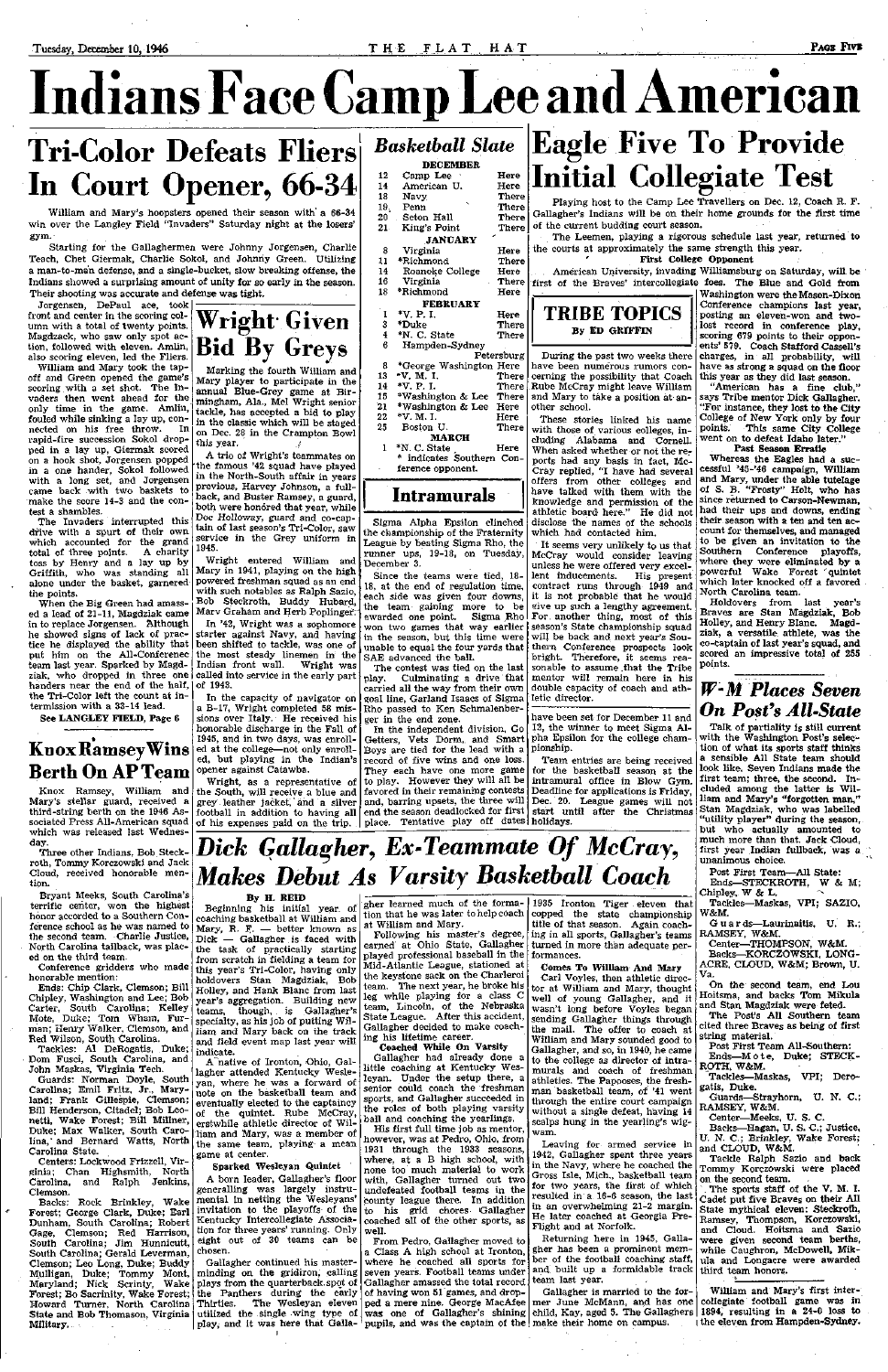# Indians Face Camp Lee and American

## Tri-Color Defeats Fliers In Court Opener, 66-34

William and Mary's hoopsters opened their season with a 66-34 win over the Langley Field "Invaders" Saturday night at the losers' gym.

Starting for the Gallaghermen were Johnny Jorgensen, Charlie Teach, Chet Giermak, Charlie Sokol, and Johnny Green. Utilizing a man-to-man defense, and a single-bucket, slow breaking offense, the Indians showed a surprising amount of unity for so early in the season. Their shooting was accurate and defense was tight.

Jorgensen, DePaul ace, took front and center in the scoring column with a total of twenty points. Magdzack, who saw only spot action, followed with eleven. Amlin, also scoring eleven, led the Fliers.

William and Mary took the tapoff and Green opened the game's scoring with a set shot. The Invaders then went ahead for the only time in the game. Amlin, fouled while sinking a lay up, connected on his free throw. In rapid-fire succession Sokol dropped in a lay up, Giermak scored on a hook shot, Jorgensen popped in a one hander, Sokol followed with a long set, and Jorgensen came back with two baskets to make the score 14-3 and the contest a shambles.

The Invaders interrupted this drive with a spurt of their own which accounted for the grand total of three points. A charity toss by Henry and a lay up by Griffith, who was standing all alone under the basket, garnered the points.

When the Big Green had amassed a lead of 21-11, Magdziak came in to replace Jorgensen. Although he showed signs of lack of practice he displayed the ability that put him on the All-Conference team last year. Sparked by Magdziak, who dropped in three one handers near the end of the half, the Tri-Color left the count at intermission with a 33-14 lead.

See LANGLEY FIELD, Page 6

## Wright Given Bid By Greys

Marking the fourth William and Mary player to participate in the annual Blue-Grey game at Birmingham, Ala., Mel Wright senior tackle, has accepted a bid to play in the classic which will be staged on Dec. 28 in the Crampton Bowl this year.

A trio of Wright's teammates on the famous '42 squad have played in the North-South affair in years previous, Harvey Johnson, a fullback, and Buster Ramsey, a guard, both were honored that year, while Doc Holloway, guard and co-captain of last season's Tri-Color, saw service in the Grey uniform in 1945.

Wright entered William and Mary in 1941, playing on the high powered freshman squad as an end with such notables as Ralph Sazio, Bob Steckroth, Buddy Hubard, Marv Graham and Herb Poplinger.

In '42, Wright was a sophomore starter against Navy, and having been shifted to tackle, was one of the most steady linemen in the Indian front wall. Wright was called into service in the early part of 1943.

In the capacity of navigator on a B-17, Wright completed 58 missions over Italy. He received his honorable discharge in the Fall of 1945, and in two days, was enrolled at the college—not only enrolled, but playing in the Indian's opener against Catawba.

Wright, as a representative of the South, will receive a blue and grey leather jacket, and a silver football in addition to having all of his expenses paid on the trip.

## Knox Ramsey Wins Berth On AP Team

Knox Ramsey, William and Mary's stellar guard, received a third-string berth on the 1946 Associated Press All-American squad which was released last Wednesday.

Three other Indians, Bob Steckroth, Tommy Korczowski and Jack Cloud, received honorable mention.

Bryant Meeks, South Carolina's terrific center, won the highest honor accorded to a Southern Conference school as he was named to the second team. Charlie Justice, North Carolina tailback, was placed on the third team.

Conference gridders who made honorable mention:

Ends: Chip Clark, Clemson; Bill Chipley, Washington and Lee; Bob Carter, South Carolina; Kelley Mote, Duke; Tom Wham, Furman; Henry Walker, Clemson, and Red Wilson, South Carolina.

Tackles: Al DeRogatis, Duke; Dom Fusci, South Carolina, and John Maskas, Virginia Tech.

Guards: Norman Doyle, South Carolina; Emil Fritz, Jr., Maryland; Frank Gillespie, Clemson; Bill Henderson, Citadel; Bob Leonetti, Wake Forest; Bill Millner, Duke; Max Walker, South Carolina, and Bernard Watts, North Carolina State.

Centers: Lockwood Frizzell, Virginia; Chan Highsmith, North Carolina, and Ralph Jenkins, Clemson.

Backs: Rock Brinkley, Wake Forest; George Clark, Duke; Earl Dunham, South Carolina; Robert Gage, Clemson; Red Harrison, South Carolina; Jim Hunnicutt, South Carolina; Gerald Leverman, Clemson; Leo Long, Duke; Buddy Mulligan, Duke; Tommy Mont, Maryland; Nick Sczinty, Wake Forest; Bo Sacrinity, Wake Forest; Howard Turner, North Carolina State and Bob Thomason, Virginia Military.

## *Basketball Slate*

| DECEMBER | | |
|---|---|---|
| 12 | Camp Lee | Here |
| 14 | American U. | Here |
| 18 | Navy | There |
| 19 | Penn | There |
| 20 | Seton Hall | There |
| 21 | King's Point | There |
| **JANUARY** | | |
| 8 | Virginia | Here |
| 11 | *Richmond | There |
| 14 | Roanoke College | Here |
| 16 | Virginia | There |
| 18 | *Richmond | Here |
| **FEBRUARY** | | |
| 1 | *V. P. I. | Here |
| 3 | *Duke | There |
| 4 | *N. C. State | There |
| 6 | Hampden-Sydney | Petersburg |
| 8 | *George Washington | Here |
| 13 | *V. M. I. | There |
| 14 | *V. P. I. | There |
| 15 | *Washington & Lee | There |
| 21 | *Washington & Lee | Here |
| 22 | *V. M. I. | Here |
| 25 | Boston U. | There |
| **MARCH** | | |
| 1 | *N. C. State | Here |

\* indicates Southern Conference opponent.

## Intramurals

Sigma Alpha Epsilon clinched the championship of the Fraternity League by besting Sigma Rho, the runner ups, 19-18, on Tuesday, December 3.

Since the teams were tied, 18-18, at the end of regulation time, each side was given four downs, the team gaining more to be awarded one point. Sigma Rho won two games that way earlier in the season, but this time were unable to equal the four yards that SAE advanced the ball.

The contest was tied on the last play. Culminating a drive that carried all the way from their own goal line, Garland Isaacs of Sigma Rho passed to Ken Schmalenberger in the end zone.

In the independent division, Go Getters, Vets Dorm, and Smart Boys are tied for the lead with a record of five wins and one loss. They each have one more game to play. However they will all be favored in their remaining contests and, barring upsets, the three will end the season deadlocked for first place. Tentative play off dates have been set for December 11 and 12, the winner to meet Sigma Alpha Epsilon for the college championship.

Team entries are being received for the basketball season at the intramural office in Blow Gym. Deadline for applications is Friday, Dec. 20. League games will not start until after the Christmas holidays.

## Eagle Five To Provide Initial Collegiate Test

Playing host to the Camp Lee Travellers on Dec. 12, Coach R. F. Gallagher's Indians will be on their home grounds for the first time of the current budding court season.

The Leemen, playing a rigorous schedule last year, returned to the courts at approximately the same strength this year.

### First College Opponent

American University, invading Williamsburg on Saturday, will be first of the Braves' intercollegiate foes. The Blue and Gold from Washington were the Mason-Dixon Conference champions last year, posting an eleven-won and two-lost record in conference play, scoring 679 points to their opponents' 579. Coach Stafford Cassell's charges, in all probability, will have as strong a squad on the floor this year as they did last season.

"American has a fine club," says Tribe mentor Dick Gallagher. "For instance, they lost to the City College of New York only by four points. This same City College went on to defeat Idaho later."

### Past Season Erratic

Whereas the Eagles had a successful '45-'46 campaign, William and Mary, under the able tutelage of S. B. "Frosty" Holt, who has since returned to Carson-Newman, had their ups and downs, ending their season with a ten and ten account for themselves, and managed to be given an invitation to the Southern Conference playoffs, where they were eliminated by a powerful Wake Forest quintet which later knocked off a favored North Carolina team.

Holdovers from last year's Braves are Stan Magdziak, Bob Holley, and Henry Blanc. Magdziak, a versatile athlete, was the co-captain of last year's squad, and scored an impressive total of 255 points.

## TRIBE TOPICS

By ED GRIFFIN

During the past two weeks there have been numerous rumors concerning the possibility that Coach Rube McCray might leave William and Mary to take a position at another school.

These stories linked his name with those of various colleges, including Alabama and Cornell. When asked whether or not the reports had any basis in fact, McCray replied, "I have had several offers from other colleges and have talked with them with the knowledge and permission of the athletic board here." He did not disclose the names of the schools which had contacted him.

It seems very unlikely to us that McCray would consider leaving unless he were offered very excellent inducements. His present contract runs through 1949 and it is not probable that he would give up such a lengthy agreement. For another thing, most of this season's State championship squad will be back and next year's Southern Conference prospects look bright. Therefore, it seems reasonable to assume that the Tribe mentor will remain here in his double capacity of coach and athletic director.

## *W-M Places Seven On Post's All-State*

Talk of partiality is still current with the Washington Post's selection of what its sports staff thinks a sensible All State team should look like. Seven Indians made the first team; three, the second. Included among the latter is William and Mary's "forgotten man," Stan Magdziak, who was labelled "utility player" during the season, but who actually amounted to much more than that. Jack Cloud, first year Indian fullback, was a unanimous choice.

Post First Team—All State:

Ends—STECKROTH, W. & M; Chipley, W. & L.

Tackles—Maskas, VPI; SAZIO, W&M.

Guards—Laurinaitis, U. R.; RAMSEY, W&M.

Center—THOMPSON, W&M.

Backs—KORCZOWSKI, LONGACRE, CLOUD, W&M; Brown, U. Va.

On the second team, end Lou Hoitsma, and backs Tom Mikula and Stan Magdziak were feted.

The Post's All Southern team cited three Braves as being of first string material.

Post First Team All-Southern:

Ends—Mote, Duke; STECKROTH, W&M.

Tackles—Maskas, VPI; Derogatis, Duke.

Guards—Strayhorn, U. N. C.; RAMSEY, W&M.

Center—Meeks, U. S. C.

Backs—Hagan, U. S. C.; Justice, U. N. C.; Brinkley, Wake Forest; and CLOUD, W&M.

Tackle Ralph Sazio and back Tommy Korczowski were placed on the second team.

The sports staff of the V. M. I. Cadet put five Braves on their All State mythical eleven: Steckroth, Ramsey, Thompson, Korczowski, and Cloud. Hoitsma and Sazio were given second team berths, while Caughron, McDowell, Mikula and Longacre were awarded third team honors.

William and Mary's first intercollegiate football game was in 1894, resulting in a 24-0 loss to the eleven from Hampden-Sydney.

## *Dick Gallagher, Ex-Teammate Of McCray, Makes Debut As Varsity Basketball Coach*

By H. REID

Beginning his initial year of coaching basketball at William and Mary, R. F. — better known as Dick — Gallagher is faced with the task of practically starting from scratch in fielding a team for this year's Tri-Color, having only holdovers Stan Magdziak, Bob Holley, and Hank Blanc from last year's aggregation. Building new teams, though, is Gallagher's specialty, as his job of putting William and Mary back on the track and field event map last year will indicate.

A native of Ironton, Ohio, Gallagher attended Kentucky Wesleyan, where he was a forward of note on the basketball team and eventually elected to the captaincy of the quintet. Rube McCray, erstwhile athletic director of William and Mary, was a member of the same team, playing a mean game at center.

### Sparked Wesleyan Quintet

A born leader, Gallagher's floor generalling was largely instrumental in netting the Wesleyans' invitation to the playoffs of the Kentucky Intercollegiate Association for three years' running. Only eight out of 30 teams can be chosen.

Gallagher continued his masterminding on the gridiron, calling plays from the quarterback spot of the Panthers during the early Thirties. The Wesleyan eleven utilized the single wing type of play, and it was here that Gallagher learned much of the formation that he was later to help coach at William and Mary.

Following his master's degree, earned at Ohio State, Gallagher played professional baseball in the Mid-Atlantic League, stationed at the keystone sack on the Charleroi team. The next year, he broke his leg while playing for a class C team, Lincoln, of the Nebraska State League. After this accident, Gallagher decided to make coaching his lifetime career.

### Coached While On Varsity

Gallagher had already done a little coaching at Kentucky Wesleyan. Under the setup there, a senior could coach the freshman sports, and Gallagher succeeded in the roles of both playing varsity ball and coaching the yearlings.

His first full time job as mentor, however, was at Pedro, Ohio, from 1931 through the 1933 seasons, where, at a B high school, with none too much material to work with, Gallagher turned out two undefeated football teams in the county league there. In addition to his grid chores Gallagher coached all of the other sports, as well.

From Pedro, Gallagher moved to a Class A high school at Ironton, where he coached all sports for seven years. Football teams under Gallagher amassed the total record of having won 61 games, and dropped a mere nine. George MacAfee was one of Gallagher's shining pupils, and was the captain of the 1935 Ironton Tiger eleven that copped the state championship title of that season. Again coaching in all sports, Gallagher's teams turned in more than adequate performances.

### Comes To William And Mary

Carl Voyles, then athletic director at William and Mary, thought well of young Gallagher, and it wasn't long before Voyles began sending Gallagher things through the mail. The offer to coach at William and Mary sounded good to Gallagher, and so, in 1940, he came to the college as director of intramurals and coach of freshman athletics. The Papooses, the freshman basketball team, of '41 went through the entire court campaign without a single defeat, having 14 scalps hung in the yearling's wigwam.

Leaving for armed service in 1942, Gallagher spent three years in the Navy, where he coached the Gross Isle, Mich., basketball team for two years, the first of which resulted in a 16-6 season, the last in an overwhelming 21-2 margin. He later coached at Georgia Pre-Flight and at Norfolk.

Returning here in 1945, Gallagher has been a prominent member of the football coaching staff, and built up a formidable track team last year.

Gallagher is married to the former June McMann, and has one child, Kay, aged 5. The Gallaghers make their home on campus.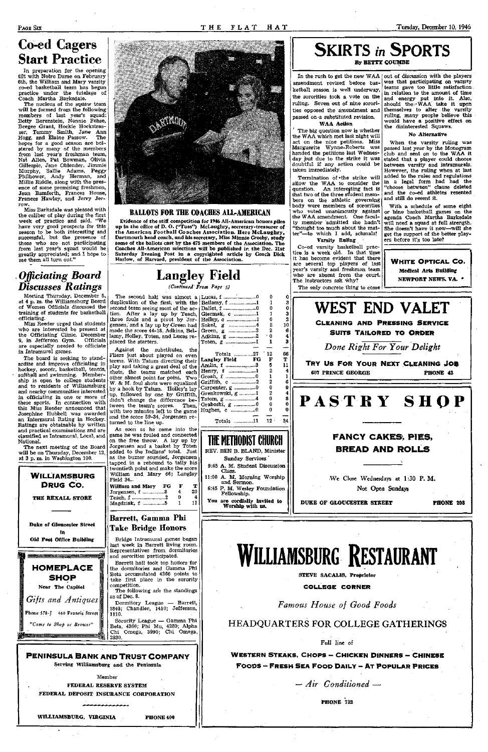# Co-ed Cagers Start Practice

In preparation for the opening tilt with Notre Dame on February 6th, the William and Mary varsity co-ed basketball team has begun practice under the tutelage of Coach Martha Barksdale.

The nucleus of the squaw team will be formed from the following members of last year's squad: Betty Borenstein, Nonnie Fehse, Beegee Grant, Hockie Hockstrasser, Tommy Smith, Jane Ann Hogg, and Elaine Passow. The hopes for a good season are bolstered by many of the members from last year's freshman team, Nat Allen, Pat Bowman, Olivia Gillespie, Jane Oblender, Jimmie Murphy, Sallie Adams, Peggy Philhower, Andy Herman, and Millie Riddle, along with the presence of some promising freshmen, Jean Bamforth, Frances House, Frances Hawley, and Jerry Jerrow.

Miss Barksdale was pleased with the caliber of play during the first week of practice and said, "We have very good prospects for this season to be both interesting and successful, but the presence of those who are not participating from last year's squad would be greatly appreciated; and I hope to see them all turn out."

# Officiating Board Discusses Ratings

Meeting Thursday, December 5, at 4 p. m. the Williamsburg Board of Women Officials discussed the training of students for basketball officiating.

Miss Reeder urged that students who are interested be present at the Officiating Clinic, December 9, in Jefferson Gym. Officials are especially needed to officiate in Intramural games.

The board is seeking to standardize and improve officiating in hockey, soccer, basketball, tennis, softball and swimming. Membership is open to college students and to residents of Williamsburg and nearby communities interested in officiating in one or more of these sports. In connection with this Miss Reeder announced that Josephine Hubbell was awarded an Intermural Rating in Hockey. Ratings are obtainable by written and practical examinations and are classified as Intramural, Local, and National.

The next meeting of the Board will be on Thursday, December 12, at 3 p. m. in Washington 100.

**WILLIAMSBURG DRUG CO.**

THE REXALL STORE

Duke of Gloucester Street in Old Post Office Building

**HOMEPLACE SHOP**

Near The Capitol

*Gifts and Antiques*

Phone 578-J 460 Francis Street

*"Come to Shop or Browse"*

**BALLOTS FOR THE COACHES ALL-AMERICAN**

Evidence of the stiff competition for 1946 All-American honors piles up in the office of D. O. ("Tuss") McLaughry, secretary-treasurer of the American Football Coaches Association. Here McLaughry, Dartmouth head coach, and his secretary, Miss Minnie Crosby, study some of the ballots cast by the 475 members of the Association. The Coaches All-American selections will be published in the Dec. 21st Saturday Evening Post in a copyrighted article by Coach Dick Harlow, of Harvard, president of the Association.

# Langley Field

*(Continued From Page 5)*

The second half was almost a duplication of the first, with the second team seeing most of the action. After a lay up by Teach, three fouls and a pivot by Jorgensen, and a lay up by Green had made the score 44-18, Adkins, Bellamy, Holley, Toten, and Lucas replaced the starters.

Against the substitutes, the Fliers just about played on even terms. With Tatum directing their play and taking a great deal of the shots, the teams matched each other almost point for point. Two W. & M. foul shots were equalized by a hook by Tatum. Holley's lay up, followed by one by Griffith, didn't change the difference between the team's scores. Then, with two minutes left to the game and the score 59-34, Jorgensen returned to the line up.

As soon as he came into the game he was fouled and connected on the free throw. A lay up by Jorgensen and a basket by Toten added to the Indians' total. Just as the buzzer sounded, Jorgensen tapped in a rebound to tally his twentieth point and make the score William and Mary 66; Langley Field 34.

| William and Mary | FG | F | T |
|---|---|---|---|
| Jorgensen, f | 8 | 4 | 20 |
| Teach, f | 2 | 0 | 4 |
| Magdziak, f | 5 | 1 | 11 |
| Lucas, f | 0 | 0 | 0 |
| Bellamy, f | 1 | 1 | 3 |
| Dallet, f | 0 | 0 | 0 |
| Giermak, c | 1 | 1 | 3 |
| Holley, c | 1 | 0 | 2 |
| Sokol, g | 4 | 2 | 10 |
| Green, g | 2 | 2 | 6 |
| Adkins, g | 2 | 0 | 4 |
| Toten, g | 1 | 1 | 3 |
| Totals | 27 | 12 | 66 |

| Langley Field | FG | F | T |
|---|---|---|---|
| Amlin, f | 3 | 5 | 11 |
| Henry, f | 1 | 2 | 4 |
| Grosh, f | 0 | 1 | 1 |
| Griffith, c | 2 | 2 | 6 |
| Carpenter, g | 0 | 0 | 0 |
| Grenkowski, g | 1 | 2 | 4 |
| Tatom, g | 4 | 0 | 8 |
| Graboski, g | 0 | 0 | 0 |
| Hughes, c | 0 | 0 | 0 |
| Totals | 11 | 12 | 34 |

## Barrett, Gamma Phi Take Bridge Honors

Bridge Intramural games began last week in Barrett living room. Representatives from dormitories and sororities participated.

Barrett hall took top honors for the dormitories and Gamma Phi Beta accumulated 4360 points to take first place in the sorority competition.

The following are the standings as of Dec. 8.

Dormitory League — Barrett, 1840; Chandler, 1410; Jefferson, 1110.

Sorority League — Gamma Phi Beta, 4360; Phi Mu, 4280; Alpha Chi Omega, 3990; Chi Omega, 2930.

**THE METHODIST CHURCH**

REV. BEN B. BLAND, Minister

Sunday Services

9:45 A. M. Student Discussion Class.

11:00 A. M. Morning Worship and Sermon.

6:45 P. M. Wesley Foundation Fellowship.

**You are cordially invited to Worship with us.**

# SKIRTS in SPORTS

**By BETTY COUMBE**

In the rush to get the new WAA amendment revised before basketball season is well underway, the sororities took a vote on the ruling. Seven out of nine sororities opposed the amendment and passed on a substituted revision.

### WAA Action

The big question now is whether the WAA which met last night will act on the nine petitions. Miss Marguerite Wynne-Roberts was handed the petitions last Wednesday but due to the strike it was doubtful if any action could be taken immediately.

Termination of the strike will allow the WAA to consider the question. An interesting fact is that two of the three student members on the athletic governing body were members of sororities who voted unanimously against the WAA amendment. One faculty member admitted she hadn't "thought too much about the matter"—to which I add, schmalz!

### Varsity Ruling

Co-ed varsity basketball practice is a week old. In that time it has become evident that there are several top players of last year's varsity and freshman team who are absent from the court. The instructors ask why?

The only concrete thing to come out of discussion with the players was that participating on varsity teams gave too little satisfaction in relation to the amount of time and energy put into it. Also, should the WAA take it upon themselves to alter the varsity ruling, many people believe this would have a positive effect on the disinterested Squaws.

### No Alternative

When the varsity ruling was passed last year by the Monogram club and sent on to the WAA it stated that a player could choose between varsity and intramurals. However, the ruling when at last added to the rules and regulations in a legal form had had the "choose between" clause deleted and the co-ed athletes resented and still do resent it.

With a schedule of some eight or nine basketball games on the agenda Coach Martha Barksdale will need a squad at full strength. She doesn't have it now—will she get the support of the better players before it's too late?

**WHITE OPTICAL CO.**

**Medical Arts Building**

**NEWPORT NEWS, VA.**

# WEST END VALET

**CLEANING AND PRESSING SERVICE**

**SUITS TAILORED TO ORDER**

*Done Right For Your Delight*

**TRY US FOR YOUR NEXT CLEANING JOB**

607 PRINCE GEORGE PHONE 43

# PASTRY SHOP

**FANCY CAKES, PIES, BREAD AND ROLLS**

We Close Wednesdays at 1:30 P. M.

Not Open Sundays

DUKE OF GLOUCESTER STREET PHONE 298

# WILLIAMSBURG RESTAURANT

STEVE SACALIS, Proprietor

**COLLEGE CORNER**

*Famous House of Good Foods*

HEADQUARTERS FOR COLLEGE GATHERINGS

Full line of

**WESTERN STEAKS, CHOPS – CHICKEN DINNERS – CHINESE FOODS – FRESH SEA FOOD DAILY – AT POPULAR PRICES**

*— Air Conditioned —*

PHONE 732

**PENINSULA BANK AND TRUST COMPANY**

Serving Williamsburg and the Peninsula

Member

FEDERAL RESERVE SYSTEM

FEDERAL DEPOSIT INSURANCE CORPORATION

WILLIAMSBURG, VIRGINIA PHONE 400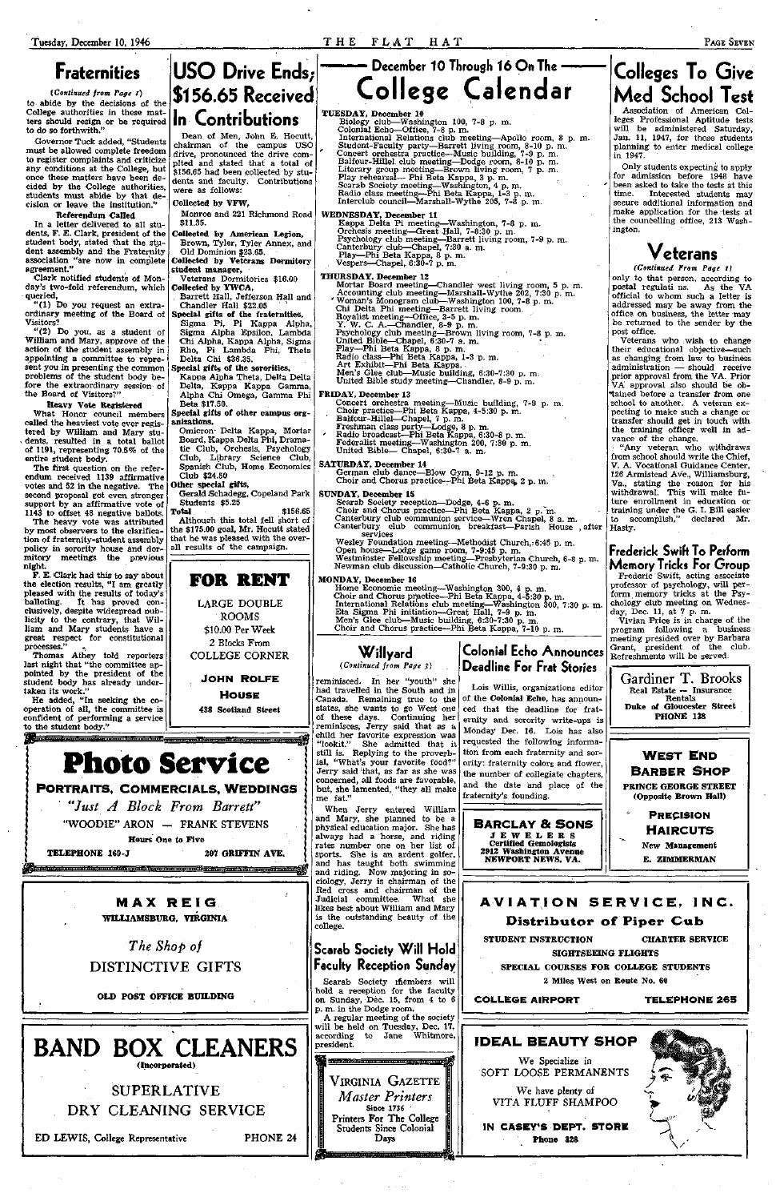## Fraternities

*(Continued from Page 1)*

to abide by the decisions of the College authorities in these matters should resign or be required to do so forthwith."

Governor Tuck added, "Students must be allowed complete freedom to register complaints and criticize any conditions at the College, but once these matters have been decided by the College authorities, students must abide by that decision or leave the institution."

**Referendum Called**

In a letter delivered to all students, F. E. Clark, president of the student body, stated that the student assembly and the Fraternity association "are now in complete agreement."

Clark notified students of Monday's two-fold referendum, which queried,

"(1) Do you request an extraordinary meeting of the Board of Visitors?

"(2) Do you, as a student of William and Mary, approve of the action of the student assembly in appointing a committee to represent you in presenting the common problems of the student body before the extraordinary session of the Board of Visitors?"

**Heavy Vote Registered**

What Honor council members called the heaviest vote ever registered by William and Mary students, resulted in a total ballot of 1191, representing 70.5% of the entire student body.

The first question on the referendum received 1139 affirmative votes and 52 in the negative. The second proposal got even stronger support by an affirmative vote of 1143 to offset 48 negative ballots.

The heavy vote was attributed by most observers to the clarification of fraternity-student assembly policy in sorority house and dormitory meetings the previous night.

F. E. Clark had this to say about the election results, "I am greatly pleased with the results of today's balloting. It has proved conclusively, despite widespread publicity to the contrary, that William and Mary students have a great respect for constitutional processes."

Thomas Athey told reporters last night that "the committee appointed by the president of the student body has already undertaken its work."

He added, "In seeking the cooperation of all, the committee is confident of performing a service to the student body."

## USO Drive Ends; $156.65 Received In Contributions

Dean of Men, John E. Hocutt, chairman of the campus USO drive, pronounced the drive completed and stated that a total of $156.65 had been collected by students and faculty. Contributions were as follows:

**Collected by VFW,**
Monroe and 221 Richmond Road $11.35.

**Collected by American Legion,**
Brown, Tyler, Tyler Annex, and Old Dominion $23.65.

**Collected by Veterans Dormitory student manager,**
Veterans Dormitories $16.00

**Collected by YWCA,**
Barrett Hall, Jefferson Hall and Chandler Hall $22.05

**Special gifts of the fraternities,**
Sigma Pi, Pi Kappa Alpha, Sigma Alpha Epsilon, Lambda Chi Alpha, Kappa Alpha, Sigma Rho, Pi Lambda Phi, Theta Delta Chi $36.35.

**Special gifts of the sororities,**
Kappa Alpha Theta, Delta Delta Delta, Kappa Kappa Gamma, Alpha Chi Omega, Gamma Phi Beta $17.50.

**Special gifts of other campus organizations,**
Omicron Delta Kappa, Mortar Board, Kappa Delta Phi, Dramatic Club, Orchesis, Psychology Club, Library Science Club, Spanish Club, Home Economics Club $24.50

**Other special gifts,**
Gerald Schadegg, Copeland Park Students $5.25

**Total** $156.65

Although this total fell short of the $175.00 goal, Mr. Hocutt stated that he was pleased with the overall results of the campaign.

**FOR RENT**

LARGE DOUBLE ROOMS
$10.00 Per Week
2 Blocks From COLLEGE CORNER

**JOHN ROLFE HOUSE**
438 Scotland Street

## December 10 Through 16 On The College Calendar

**TUESDAY, December 10**
Biology club—Washington 100, 7-8 p. m.
Colonial Echo—Office, 7-8 p. m.
International Relations club meeting—Apollo room, 8 p. m.
Student-Faculty party—Barrett living room, 8-10 p. m.
Concert orchestra practice—Music building, 7-9 p. m.
Balfour-Hillel club meeting—Dodge room, 8-10 p. m.
Literary group meeting—Brown living room, 7 p. m.
Play rehearsal—Phi Beta Kappa, 8 p. m.
Scarab Society meeting—Washington, 4 p. m.
Radio class meeting—Phi Beta Kappa, 1-3 p. m.
Interclub council—Marshall-Wythe 205, 7-8 p. m.

**WEDNESDAY, December 11**
Kappa Delta Pi meeting—Washington, 7-8 p. m.
Orchesis meeting—Great Hall, 7-8:30 p. m.
Psychology club meeting—Barrett living room, 7-9 p. m.
Canterbury club—Chapel, 7:30 a. m.
Play—Phi Beta Kappa, 8 p. m.
Vespers—Chapel, 6:30-7 p. m.

**THURSDAY, December 12**
Mortar Board meeting—Chandler west living room, 5 p. m.
Accounting club meeting—Marshall-Wythe 202, 7:30 p. m.
Woman's Monogram club—Washington 100, 7-8 p. m.
Chi Delta Phi meeting—Barrett living room.
Royalist meeting—Office, 3-5 p. m.
Y. W. C. A.—Chandler, 8-9 p. m.
Psychology club meeting—Brown living room, 7-8 p. m.
United Bible—Chapel, 6:30-7 a. m.
Play—Phi Beta Kappa, 8 p. m.
Radio class—Phi Beta Kappa, 1-3 p. m.
Art Exhibit—Phi Beta Kappa.
Men's Glee club—Music building, 6:30-7:30 p. m.
United Bible study meeting—Chandler, 8-9 p. m.

**FRIDAY, December 13**
Concert orchestra meeting—Music building, 7-9 p. m.
Choir practice—Phi Beta Kappa, 4-5:30 p. m.
Balfour-Hillel—Chapel, 7 p. m.
Freshman class party—Lodge, 8 p. m.
Radio broadcast—Phi Beta Kappa, 6:30-8 p. m.
Federalist meeting—Washington 200, 7:30 p. m.
United Bible— Chapel, 6:30-7 a. m.

**SATURDAY, December 14**
German club dance—Blow Gym, 9-12 p. m.
Choir and Chorus practice—Phi Beta Kappa, 2 p. m.

**SUNDAY, December 15**
Scarab Society reception—Dodge, 4-6 p. m.
Choir and Chorus practice—Phi Beta Kappa, 2 p. m.
Canterbury club communion service—Wren Chapel, 8 a. m.
Canterbury club communion breakfast—Parish House, after services
Wesley Foundation meeting—Methodist Church, 6:45 p. m.
Open house—Lodge game room, 7-9:45 p. m.
Westminster Fellowship meeting—Presbyterian Church, 6-8 p. m.
Newman club discussion—Catholic Church, 7-9:30 p. m.

**MONDAY, December 16**
Home Economic meeting—Washington 300, 4 p. m.
Choir and Chorus practice—Phi Beta Kappa, 4-5:30 p. m.
International Relations club meeting—Washington 300, 7:30 p. m.
Eta Sigma Phi initiation—Great Hall, 7-9 p. m.
Men's Glee club—Music building, 6:30-7:30 p. m.
Choir and Chorus practice—Phi Beta Kappa, 7-10 p. m.

## Colleges To Give Med School Test

Association of American Colleges Professional Aptitude tests will be administered Saturday, Jan. 11, 1947, for those students planning to enter medical college in 1947.

Only students expecting to apply for admission before 1948 have been asked to take the tests at this time. Interested students may secure additional information and make application for the tests at the counselling office, 213 Washington.

## Veterans

*(Continued From Page 1)*

only to that person, according to postal regulations. As the VA official to whom such a letter is addressed may be away from the office on business, the letter may be returned to the sender by the post office.

Veterans who wish to change their educational objective—such as changing from law to business administration — should receive prior approval from the VA. Prior VA approval also should be obtained before a transfer from one school to another. A veteran expecting to make such a change or transfer should get in touch with the training officer well in advance of the change.

"Any veteran who withdraws from school should write the Chief, V. A. Vocational Guidance Center, 126 Armistead Ave., Williamsburg, Va., stating the reason for his withdrawal. This will make future enrollment in education or training under the G. I. Bill easier to accomplish," declared Mr. Hasty.

## Frederick Swift To Perform Memory Tricks For Group

Frederick Swift, acting associate professor of psychology, will perform memory tricks at the Psychology club meeting on Wednesday, Dec. 11, at 7 p. m.

Vivian Price is in charge of the program following a business meeting presided over by Barbara Grant, president of the club. Refreshments will be served.

**Gardiner T. Brooks**
Real Estate — Insurance
Rentals
Duke of Gloucester Street
PHONE 138

**WEST END BARBER SHOP**
PRINCE GEORGE STREET
(Opposite Brown Hall)

**PRECISION HAIRCUTS**
New Management
E. ZIMMERMAN

## Willyard

*(Continued from Page 3)*

reminisced. In her "youth" she had travelled in the South and in Canada. Remaining true to the states, she wants to go West one of these days. Continuing her reminisces, Jerry said that as a child her favorite expression was "lookit." She admitted that it still is. Replying to the proverbial, "What's your favorite food?" Jerry said that, as far as she was concerned, all foods are favorable, but, she lamented, "they all make me fat."

When Jerry entered William and Mary, she planned to be a physical education major. She had always had a horse, and riding rates number one on her list of sports. She is an ardent golfer, and has taught both swimming and riding. Now majoring in sociology, Jerry is chairman of the Red cross and chairman of the Judicial committee. What she likes best about William and Mary is the outstanding beauty of the college.

## Colonial Echo Announces Deadline For Frat Stories

Lois Willis, organizations editor of the **Colonial Echo**, has announced that the deadline for fraternity and sorority write-ups is Monday Dec. 16. Lois has also requested the following information from each fraternity and sorority: fraternity colors and flower, the number of collegiate chapters, and the date and place of the fraternity's founding.

**BARCLAY & SONS**
JEWELERS
Certified Gemologists
2912 Washington Avenue
NEWPORT NEWS, VA.

## Scarab Society Will Hold Faculty Reception Sunday

Scarab Society members will hold a reception for the faculty on Sunday, Dec. 15, from 4 to 6 p. m. in the Dodge room.

A regular meeting of the society will be held on Tuesday, Dec. 17, according to Jane Whitmore, president.

**VIRGINIA GAZETTE**
*Master Printers*
Since 1736
Printers For The College Students Since Colonial Days

# Photo Service

**PORTRAITS, COMMERCIALS, WEDDINGS**

*"Just A Block From Barrett"*

"WOODIE" ARON — FRANK STEVENS

Hours One to Five

TELEPHONE 169-J — 207 GRIFFIN AVE.

**MAX REIG**
WILLIAMSBURG, VIRGINIA

*The Shop of*
DISTINCTIVE GIFTS

OLD POST OFFICE BUILDING

# BAND BOX CLEANERS
(Incorporated)

SUPERLATIVE
DRY CLEANING SERVICE

ED LEWIS, College Representative — PHONE 24

**AVIATION SERVICE, INC.**
**Distributor of Piper Cub**

STUDENT INSTRUCTION — CHARTER SERVICE
SIGHTSEEING FLIGHTS
SPECIAL COURSES FOR COLLEGE STUDENTS
2 Miles West on Route No. 60

COLLEGE AIRPORT — TELEPHONE 265

**IDEAL BEAUTY SHOP**

We Specialize in
SOFT LOOSE PERMANENTS

We have plenty of
VITA FLUFF SHAMPOO

IN CASEY'S DEPT. STORE
Phone 328